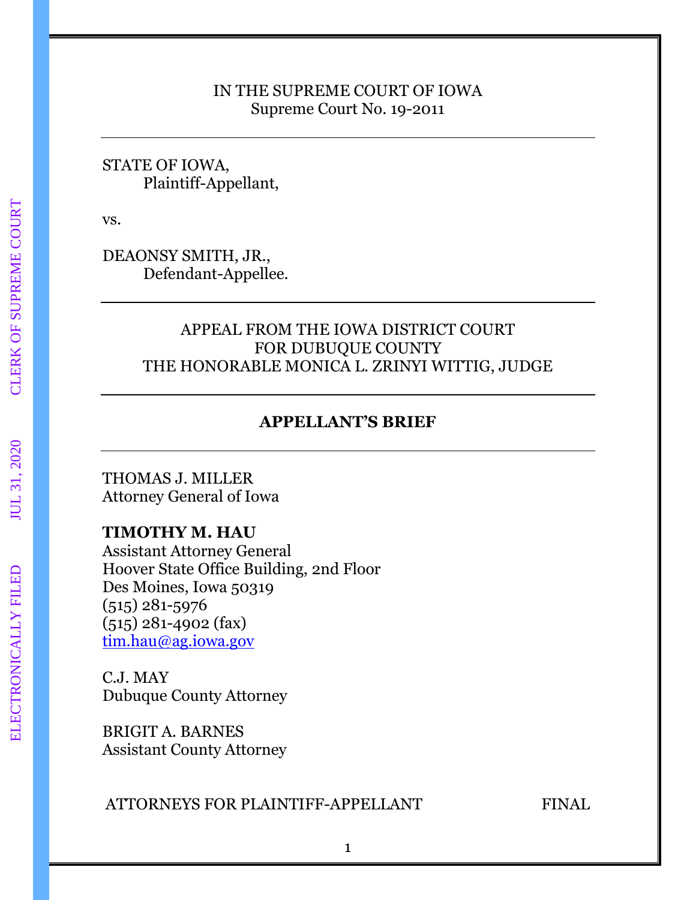IN THE SUPREME COURT OF IOWA
Supreme Court No. 19-2011

---

STATE OF IOWA,
Plaintiff-Appellant,

vs.

DEAONSY SMITH, JR.,
Defendant-Appellee.

---

APPEAL FROM THE IOWA DISTRICT COURT
FOR DUBUQUE COUNTY
THE HONORABLE MONICA L. ZRINYI WITTIG, JUDGE

---

**APPELLANT'S BRIEF**

---

THOMAS J. MILLER
Attorney General of Iowa

**TIMOTHY M. HAU**
Assistant Attorney General
Hoover State Office Building, 2nd Floor
Des Moines, Iowa 50319
(515) 281-5976
(515) 281-4902 (fax)
tim.hau@ag.iowa.gov

C.J. MAY
Dubuque County Attorney

BRIGIT A. BARNES
Assistant County Attorney

ATTORNEYS FOR PLAINTIFF-APPELLANT FINAL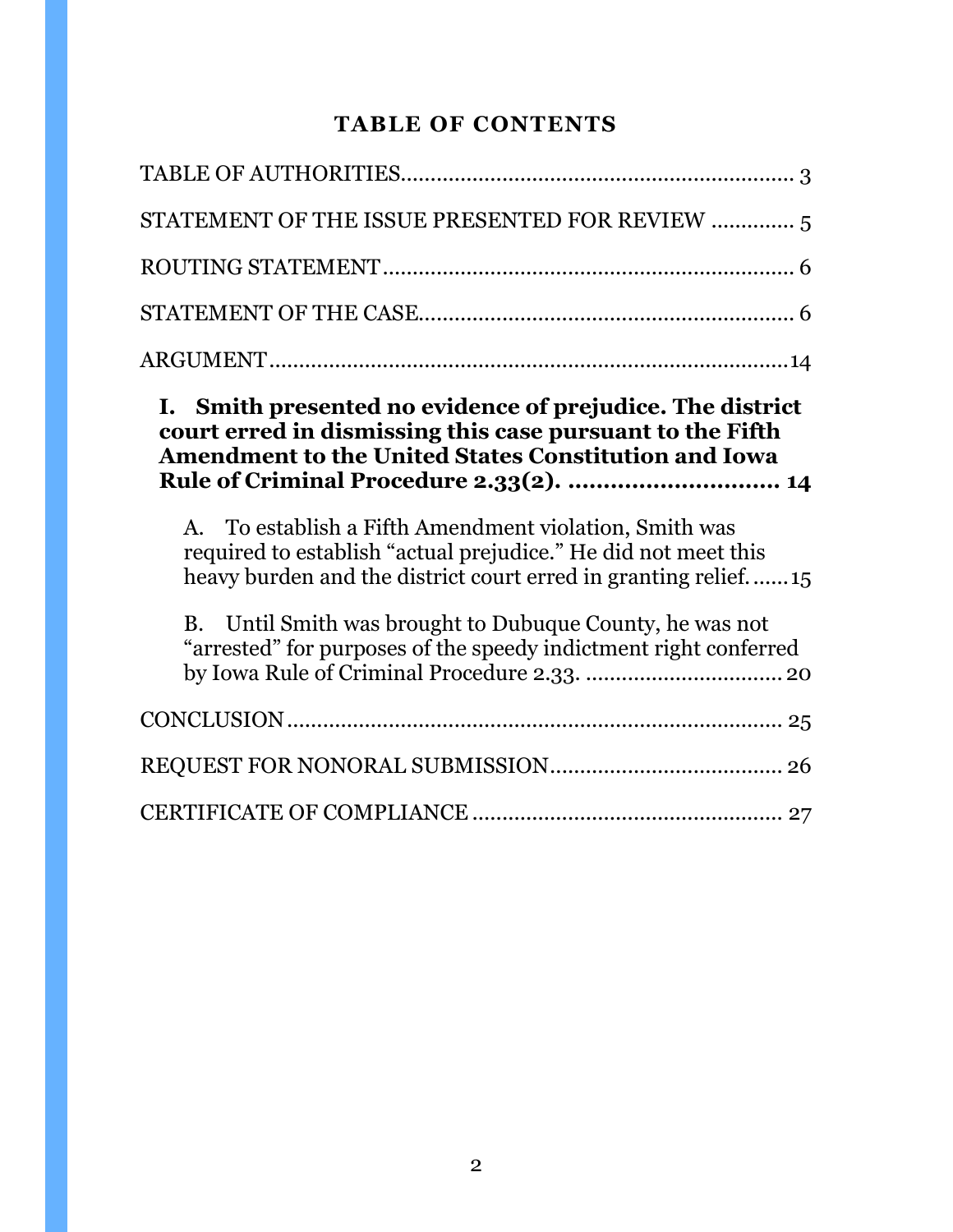# TABLE OF CONTENTS

TABLE OF AUTHORITIES .................................................................... 3

STATEMENT OF THE ISSUE PRESENTED FOR REVIEW ............. 5

ROUTING STATEMENT ..................................................................... 6

STATEMENT OF THE CASE ............................................................... 6

ARGUMENT ......................................................................................... 14

**I. Smith presented no evidence of prejudice. The district court erred in dismissing this case pursuant to the Fifth Amendment to the United States Constitution and Iowa Rule of Criminal Procedure 2.33(2). .............................. 14**

A. To establish a Fifth Amendment violation, Smith was required to establish "actual prejudice." He did not meet this heavy burden and the district court erred in granting relief. ...... 15

B. Until Smith was brought to Dubuque County, he was not "arrested" for purposes of the speedy indictment right conferred by Iowa Rule of Criminal Procedure 2.33. ................................. 20

CONCLUSION ...................................................................................... 25

REQUEST FOR NONORAL SUBMISSION ........................................ 26

CERTIFICATE OF COMPLIANCE ..................................................... 27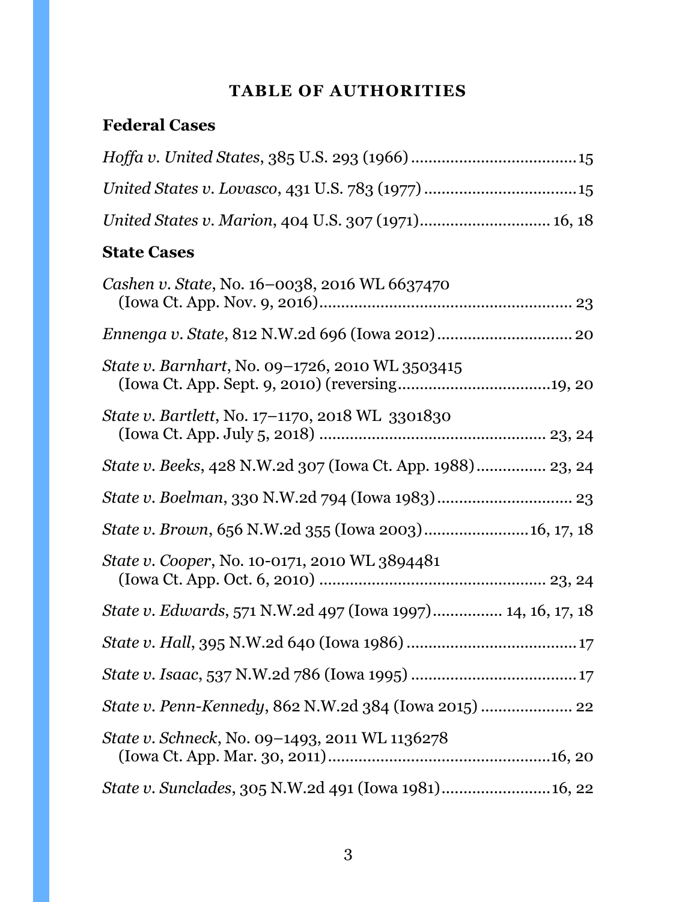# TABLE OF AUTHORITIES

## Federal Cases

*Hoffa v. United States*, 385 U.S. 293 (1966) ..................................... 15

*United States v. Lovasco*, 431 U.S. 783 (1977) .................................. 15

*United States v. Marion*, 404 U.S. 307 (1971)............................. 16, 18

## State Cases

*Cashen v. State*, No. 16–0038, 2016 WL 6637470
(Iowa Ct. App. Nov. 9, 2016)......................................................... 23

*Ennenga v. State*, 812 N.W.2d 696 (Iowa 2012).............................. 20

*State v. Barnhart*, No. 09–1726, 2010 WL 3503415
(Iowa Ct. App. Sept. 9, 2010) (reversing...................................19, 20

*State v. Bartlett*, No. 17–1170, 2018 WL 3301830
(Iowa Ct. App. July 5, 2018) .................................................... 23, 24

*State v. Beeks*, 428 N.W.2d 307 (Iowa Ct. App. 1988)................ 23, 24

*State v. Boelman*, 330 N.W.2d 794 (Iowa 1983).............................. 23

*State v. Brown*, 656 N.W.2d 355 (Iowa 2003)......................16, 17, 18

*State v. Cooper*, No. 10-0171, 2010 WL 3894481
(Iowa Ct. App. Oct. 6, 2010) .................................................... 23, 24

*State v. Edwards*, 571 N.W.2d 497 (Iowa 1997)................ 14, 16, 17, 18

*State v. Hall*, 395 N.W.2d 640 (Iowa 1986)...................................... 17

*State v. Isaac*, 537 N.W.2d 786 (Iowa 1995) ..................................... 17

*State v. Penn-Kennedy*, 862 N.W.2d 384 (Iowa 2015) ..................... 22

*State v. Schneck*, No. 09–1493, 2011 WL 1136278
(Iowa Ct. App. Mar. 30, 2011)..................................................16, 20

*State v. Sunclades*, 305 N.W.2d 491 (Iowa 1981)........................16, 22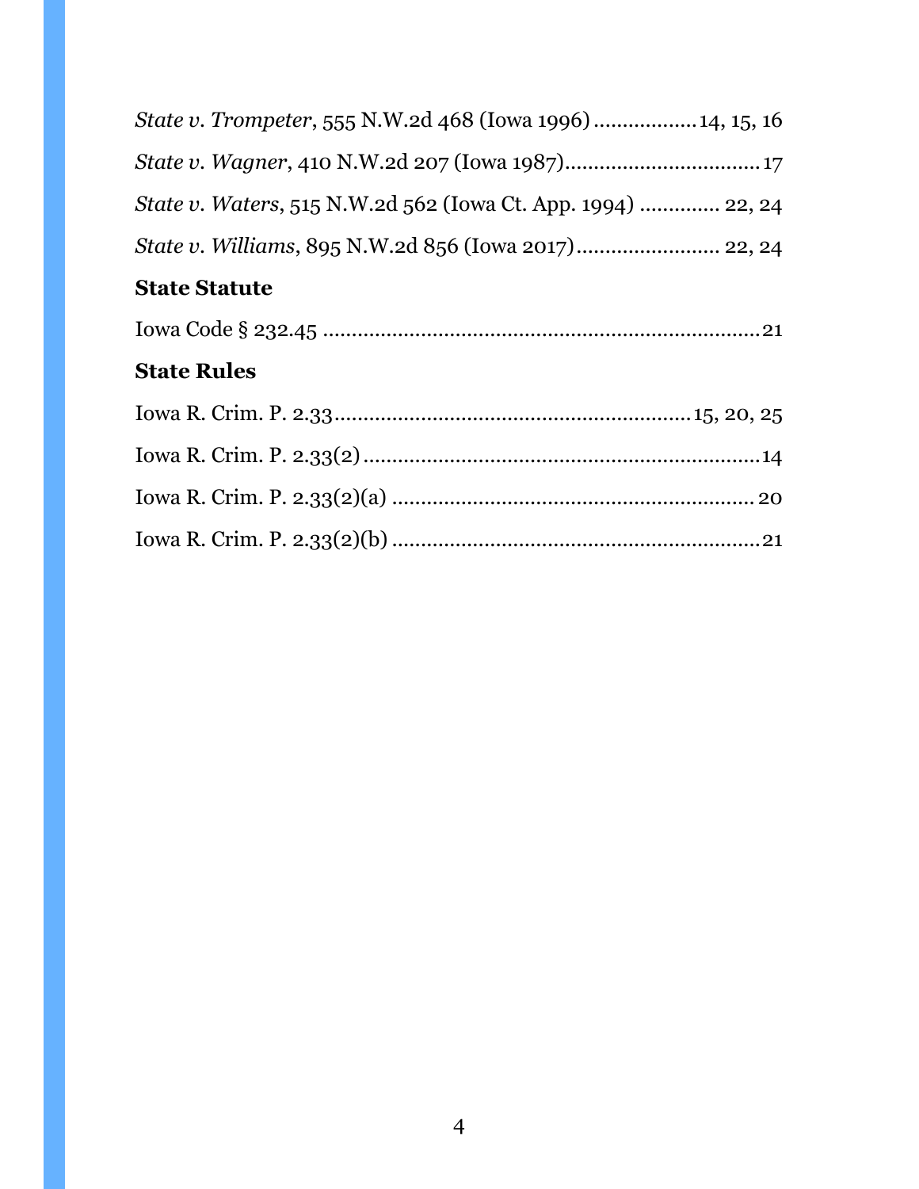*State v. Trompeter*, 555 N.W.2d 468 (Iowa 1996) .................14, 15, 16

*State v. Wagner*, 410 N.W.2d 207 (Iowa 1987)..................................17

*State v. Waters*, 515 N.W.2d 562 (Iowa Ct. App. 1994) ............. 22, 24

*State v. Williams*, 895 N.W.2d 856 (Iowa 2017)......................... 22, 24

**State Statute**

Iowa Code § 232.45 .............................................................................21

**State Rules**

Iowa R. Crim. P. 2.33.............................................................15, 20, 25

Iowa R. Crim. P. 2.33(2).....................................................................14

Iowa R. Crim. P. 2.33(2)(a) ............................................................... 20

Iowa R. Crim. P. 2.33(2)(b) .................................................................21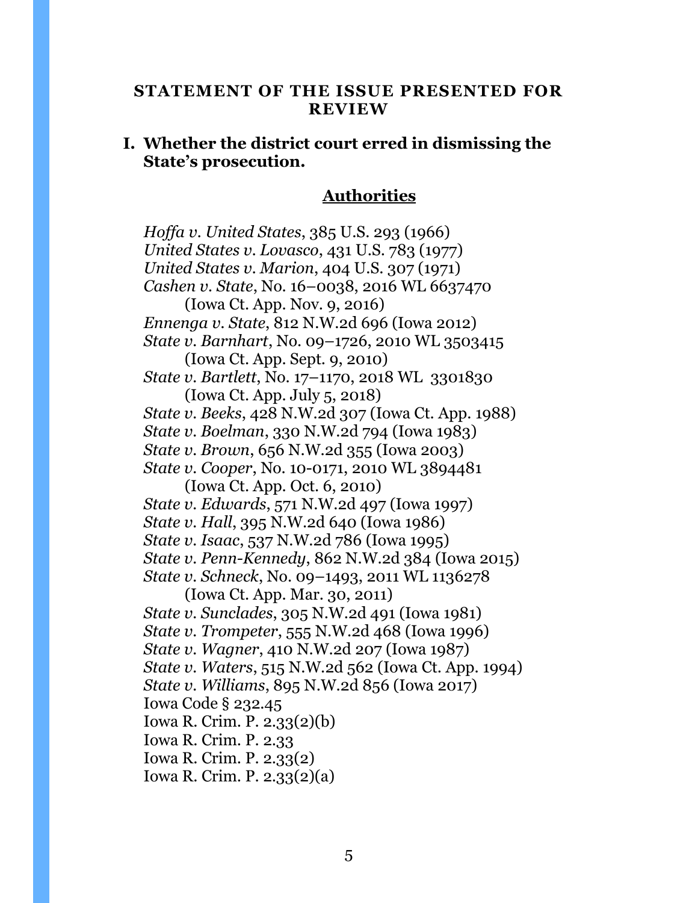## STATEMENT OF THE ISSUE PRESENTED FOR REVIEW

### I. Whether the district court erred in dismissing the State's prosecution.

**Authorities**

*Hoffa v. United States*, 385 U.S. 293 (1966)
*United States v. Lovasco*, 431 U.S. 783 (1977)
*United States v. Marion*, 404 U.S. 307 (1971)
*Cashen v. State*, No. 16–0038, 2016 WL 6637470 (Iowa Ct. App. Nov. 9, 2016)
*Ennenga v. State*, 812 N.W.2d 696 (Iowa 2012)
*State v. Barnhart*, No. 09–1726, 2010 WL 3503415 (Iowa Ct. App. Sept. 9, 2010)
*State v. Bartlett*, No. 17–1170, 2018 WL 3301830 (Iowa Ct. App. July 5, 2018)
*State v. Beeks*, 428 N.W.2d 307 (Iowa Ct. App. 1988)
*State v. Boelman*, 330 N.W.2d 794 (Iowa 1983)
*State v. Brown*, 656 N.W.2d 355 (Iowa 2003)
*State v. Cooper*, No. 10-0171, 2010 WL 3894481 (Iowa Ct. App. Oct. 6, 2010)
*State v. Edwards*, 571 N.W.2d 497 (Iowa 1997)
*State v. Hall*, 395 N.W.2d 640 (Iowa 1986)
*State v. Isaac*, 537 N.W.2d 786 (Iowa 1995)
*State v. Penn-Kennedy*, 862 N.W.2d 384 (Iowa 2015)
*State v. Schneck*, No. 09–1493, 2011 WL 1136278 (Iowa Ct. App. Mar. 30, 2011)
*State v. Sunclades*, 305 N.W.2d 491 (Iowa 1981)
*State v. Trompeter*, 555 N.W.2d 468 (Iowa 1996)
*State v. Wagner*, 410 N.W.2d 207 (Iowa 1987)
*State v. Waters*, 515 N.W.2d 562 (Iowa Ct. App. 1994)
*State v. Williams*, 895 N.W.2d 856 (Iowa 2017)
Iowa Code § 232.45
Iowa R. Crim. P. 2.33(2)(b)
Iowa R. Crim. P. 2.33
Iowa R. Crim. P. 2.33(2)
Iowa R. Crim. P. 2.33(2)(a)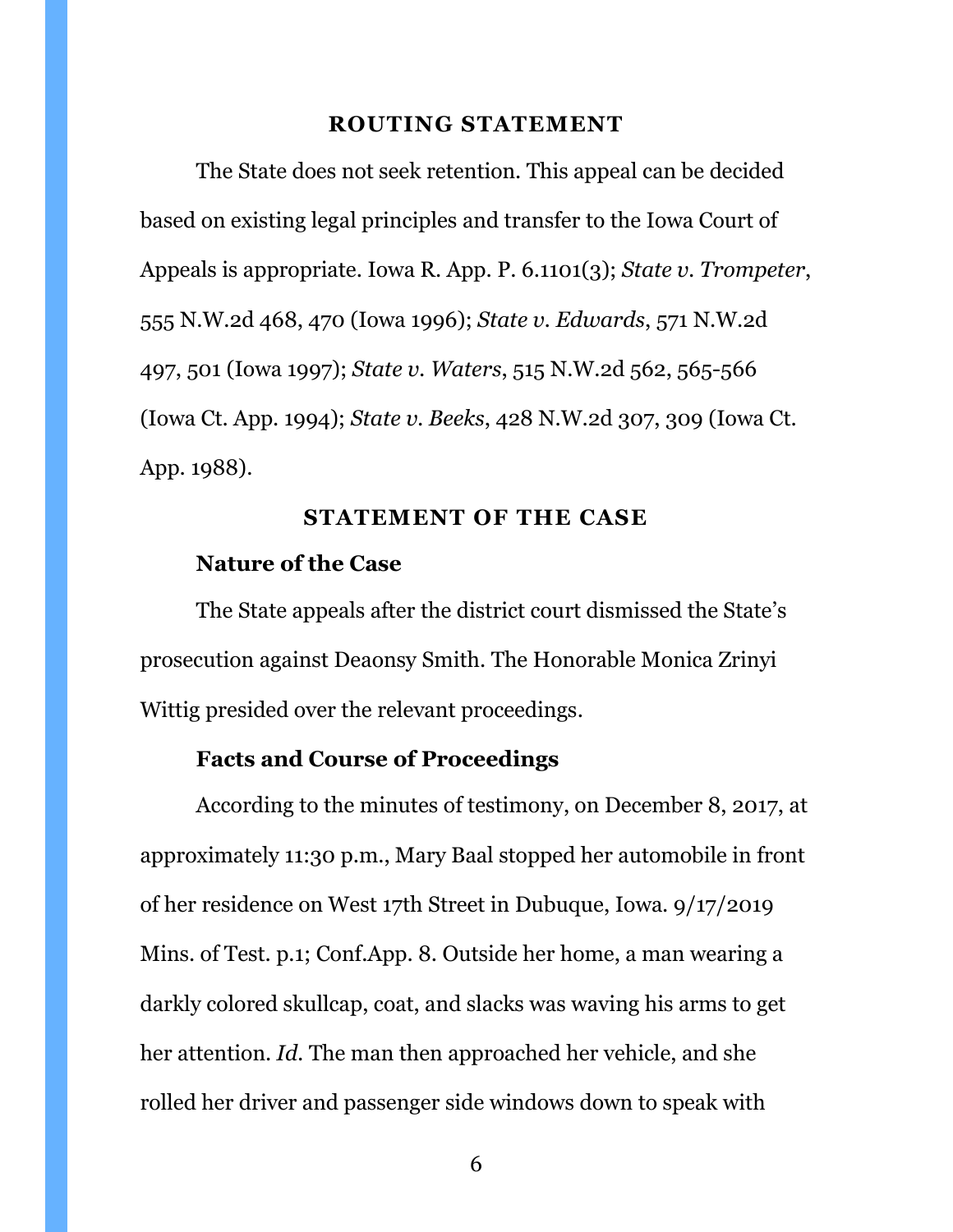## ROUTING STATEMENT

The State does not seek retention. This appeal can be decided based on existing legal principles and transfer to the Iowa Court of Appeals is appropriate. Iowa R. App. P. 6.1101(3); *State v. Trompeter*, 555 N.W.2d 468, 470 (Iowa 1996); *State v. Edwards*, 571 N.W.2d 497, 501 (Iowa 1997); *State v. Waters*, 515 N.W.2d 562, 565-566 (Iowa Ct. App. 1994); *State v. Beeks*, 428 N.W.2d 307, 309 (Iowa Ct. App. 1988).

## STATEMENT OF THE CASE

### Nature of the Case

The State appeals after the district court dismissed the State's prosecution against Deaonsy Smith. The Honorable Monica Zrinyi Wittig presided over the relevant proceedings.

### Facts and Course of Proceedings

According to the minutes of testimony, on December 8, 2017, at approximately 11:30 p.m., Mary Baal stopped her automobile in front of her residence on West 17th Street in Dubuque, Iowa. 9/17/2019 Mins. of Test. p.1; Conf.App. 8. Outside her home, a man wearing a darkly colored skullcap, coat, and slacks was waving his arms to get her attention. *Id.* The man then approached her vehicle, and she rolled her driver and passenger side windows down to speak with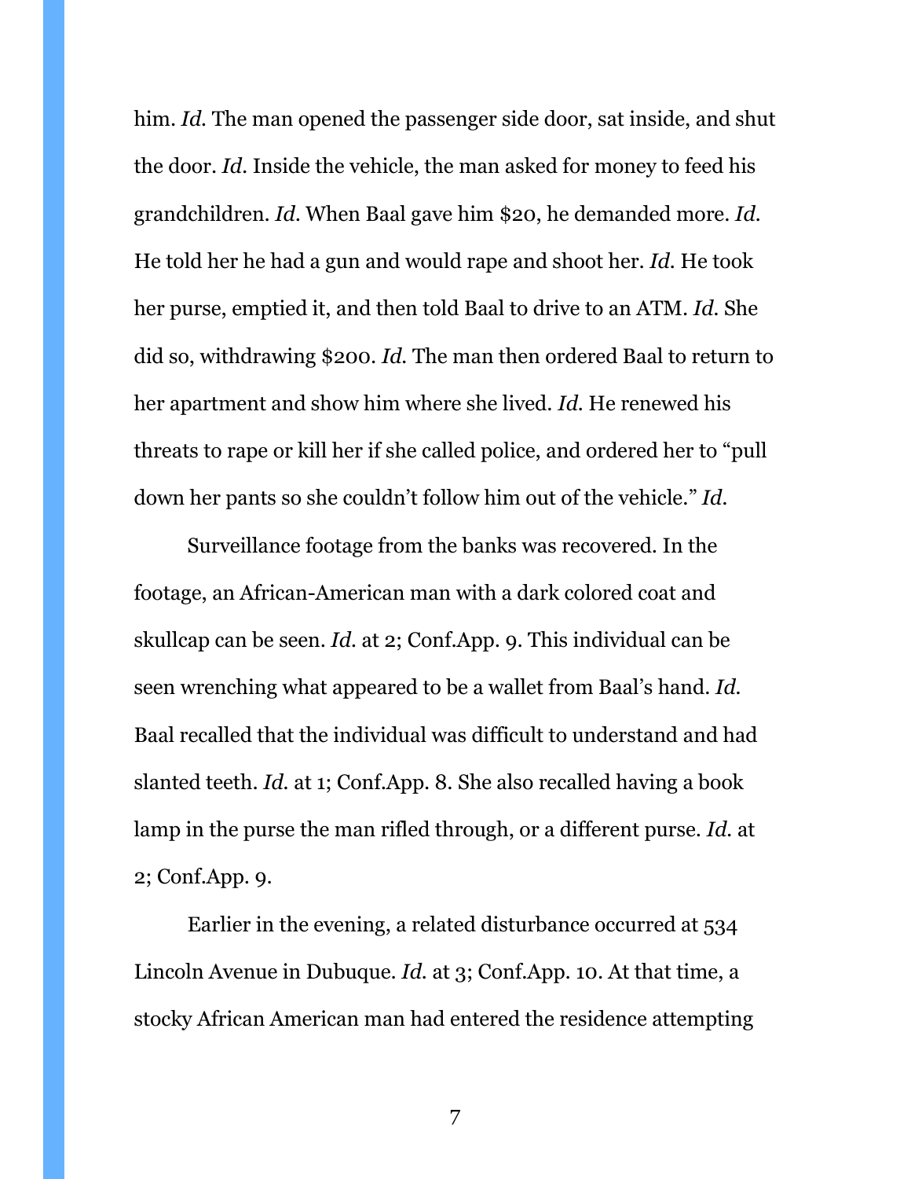him. *Id.* The man opened the passenger side door, sat inside, and shut the door. *Id.* Inside the vehicle, the man asked for money to feed his grandchildren. *Id.* When Baal gave him $20, he demanded more. *Id.* He told her he had a gun and would rape and shoot her. *Id.* He took her purse, emptied it, and then told Baal to drive to an ATM. *Id.* She did so, withdrawing $200. *Id.* The man then ordered Baal to return to her apartment and show him where she lived. *Id.* He renewed his threats to rape or kill her if she called police, and ordered her to "pull down her pants so she couldn't follow him out of the vehicle." *Id.*

Surveillance footage from the banks was recovered. In the footage, an African-American man with a dark colored coat and skullcap can be seen. *Id.* at 2; Conf.App. 9. This individual can be seen wrenching what appeared to be a wallet from Baal's hand. *Id.* Baal recalled that the individual was difficult to understand and had slanted teeth. *Id.* at 1; Conf.App. 8. She also recalled having a book lamp in the purse the man rifled through, or a different purse. *Id.* at 2; Conf.App. 9.

Earlier in the evening, a related disturbance occurred at 534 Lincoln Avenue in Dubuque. *Id.* at 3; Conf.App. 10. At that time, a stocky African American man had entered the residence attempting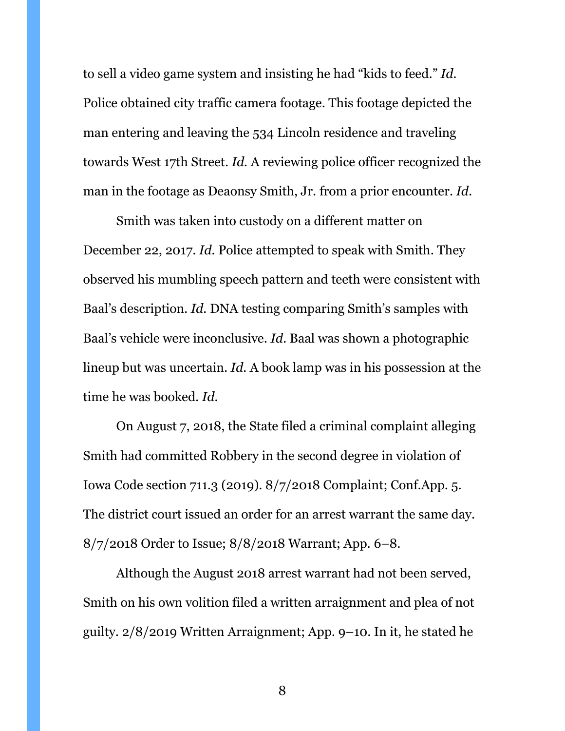to sell a video game system and insisting he had "kids to feed." *Id.* Police obtained city traffic camera footage. This footage depicted the man entering and leaving the 534 Lincoln residence and traveling towards West 17th Street. *Id.* A reviewing police officer recognized the man in the footage as Deaonsy Smith, Jr. from a prior encounter. *Id.*

Smith was taken into custody on a different matter on December 22, 2017. *Id.* Police attempted to speak with Smith. They observed his mumbling speech pattern and teeth were consistent with Baal's description. *Id.* DNA testing comparing Smith's samples with Baal's vehicle were inconclusive. *Id.* Baal was shown a photographic lineup but was uncertain. *Id.* A book lamp was in his possession at the time he was booked. *Id.*

On August 7, 2018, the State filed a criminal complaint alleging Smith had committed Robbery in the second degree in violation of Iowa Code section 711.3 (2019). 8/7/2018 Complaint; Conf.App. 5. The district court issued an order for an arrest warrant the same day. 8/7/2018 Order to Issue; 8/8/2018 Warrant; App. 6–8.

Although the August 2018 arrest warrant had not been served, Smith on his own volition filed a written arraignment and plea of not guilty. 2/8/2019 Written Arraignment; App. 9–10. In it, he stated he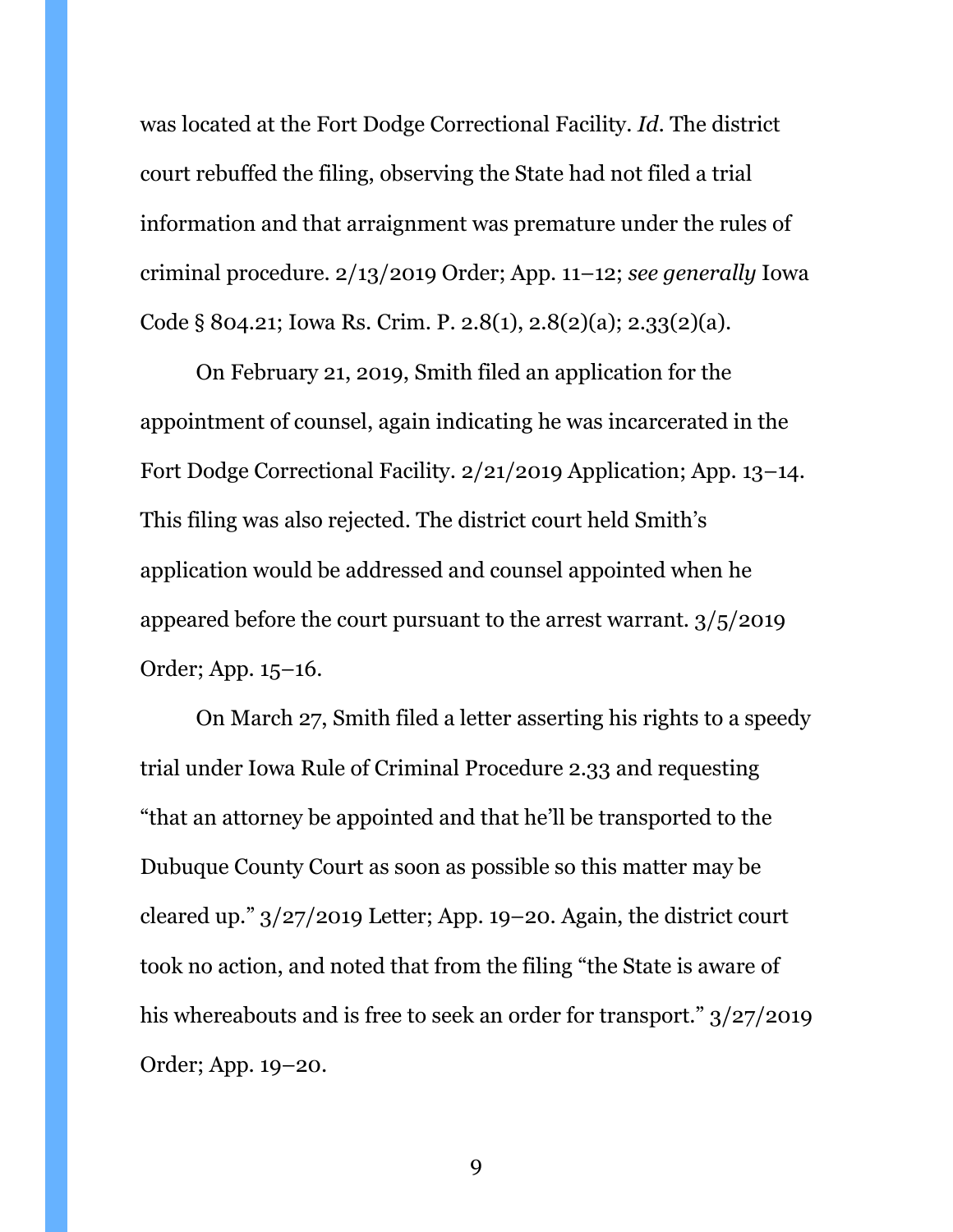was located at the Fort Dodge Correctional Facility. *Id*. The district court rebuffed the filing, observing the State had not filed a trial information and that arraignment was premature under the rules of criminal procedure. 2/13/2019 Order; App. 11–12; *see generally* Iowa Code § 804.21; Iowa Rs. Crim. P. 2.8(1), 2.8(2)(a); 2.33(2)(a).

On February 21, 2019, Smith filed an application for the appointment of counsel, again indicating he was incarcerated in the Fort Dodge Correctional Facility. 2/21/2019 Application; App. 13–14. This filing was also rejected. The district court held Smith's application would be addressed and counsel appointed when he appeared before the court pursuant to the arrest warrant. 3/5/2019 Order; App. 15–16.

On March 27, Smith filed a letter asserting his rights to a speedy trial under Iowa Rule of Criminal Procedure 2.33 and requesting "that an attorney be appointed and that he'll be transported to the Dubuque County Court as soon as possible so this matter may be cleared up." 3/27/2019 Letter; App. 19–20. Again, the district court took no action, and noted that from the filing "the State is aware of his whereabouts and is free to seek an order for transport." 3/27/2019 Order; App. 19–20.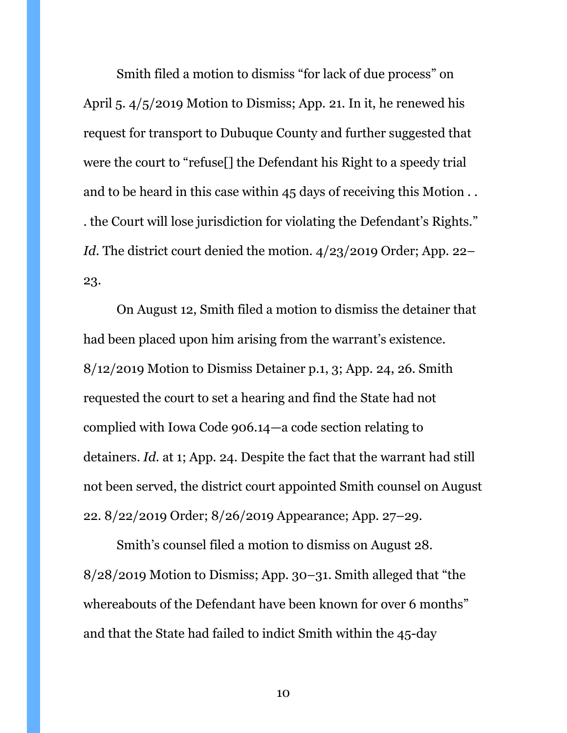Smith filed a motion to dismiss "for lack of due process" on April 5. 4/5/2019 Motion to Dismiss; App. 21. In it, he renewed his request for transport to Dubuque County and further suggested that were the court to "refuse[] the Defendant his Right to a speedy trial and to be heard in this case within 45 days of receiving this Motion . . . the Court will lose jurisdiction for violating the Defendant's Rights." *Id.* The district court denied the motion. 4/23/2019 Order; App. 22–23.

On August 12, Smith filed a motion to dismiss the detainer that had been placed upon him arising from the warrant's existence. 8/12/2019 Motion to Dismiss Detainer p.1, 3; App. 24, 26. Smith requested the court to set a hearing and find the State had not complied with Iowa Code 906.14—a code section relating to detainers. *Id.* at 1; App. 24. Despite the fact that the warrant had still not been served, the district court appointed Smith counsel on August 22. 8/22/2019 Order; 8/26/2019 Appearance; App. 27–29.

Smith's counsel filed a motion to dismiss on August 28. 8/28/2019 Motion to Dismiss; App. 30–31. Smith alleged that "the whereabouts of the Defendant have been known for over 6 months" and that the State had failed to indict Smith within the 45-day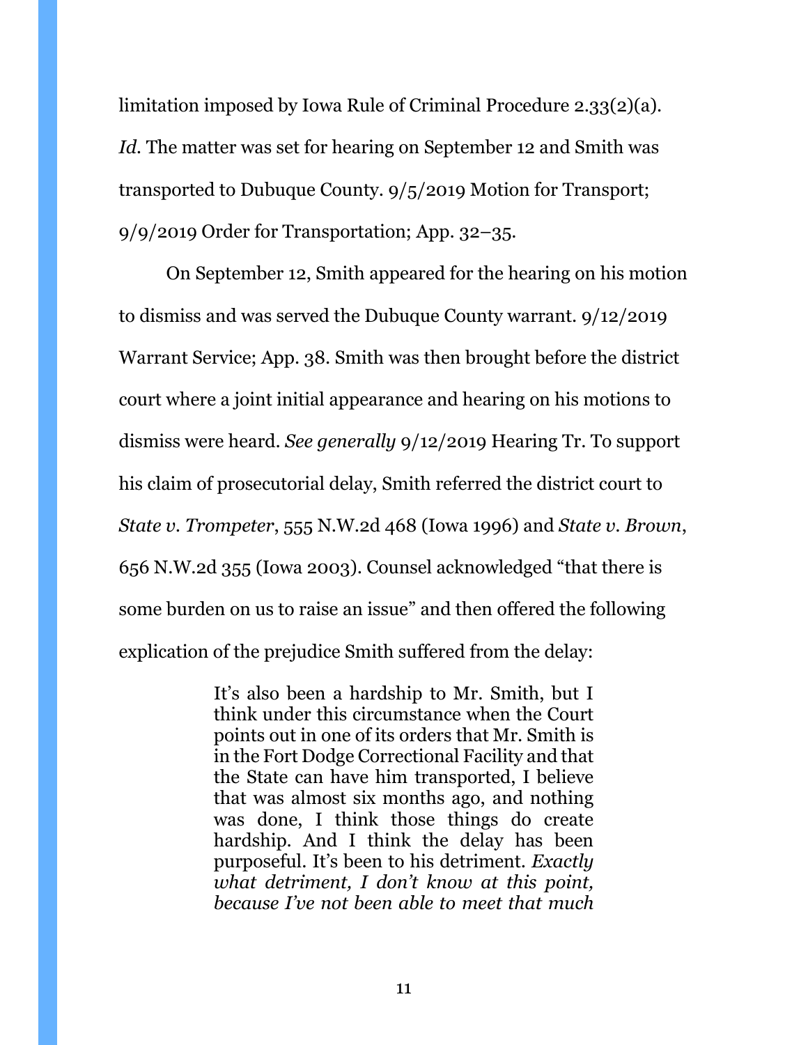limitation imposed by Iowa Rule of Criminal Procedure 2.33(2)(a). *Id.* The matter was set for hearing on September 12 and Smith was transported to Dubuque County. 9/5/2019 Motion for Transport; 9/9/2019 Order for Transportation; App. 32–35.

On September 12, Smith appeared for the hearing on his motion to dismiss and was served the Dubuque County warrant. 9/12/2019 Warrant Service; App. 38. Smith was then brought before the district court where a joint initial appearance and hearing on his motions to dismiss were heard. *See generally* 9/12/2019 Hearing Tr. To support his claim of prosecutorial delay, Smith referred the district court to *State v. Trompeter*, 555 N.W.2d 468 (Iowa 1996) and *State v. Brown*, 656 N.W.2d 355 (Iowa 2003). Counsel acknowledged "that there is some burden on us to raise an issue" and then offered the following explication of the prejudice Smith suffered from the delay:

> It's also been a hardship to Mr. Smith, but I think under this circumstance when the Court points out in one of its orders that Mr. Smith is in the Fort Dodge Correctional Facility and that the State can have him transported, I believe that was almost six months ago, and nothing was done, I think those things do create hardship. And I think the delay has been purposeful. It's been to his detriment. *Exactly what detriment, I don't know at this point, because I've not been able to meet that much*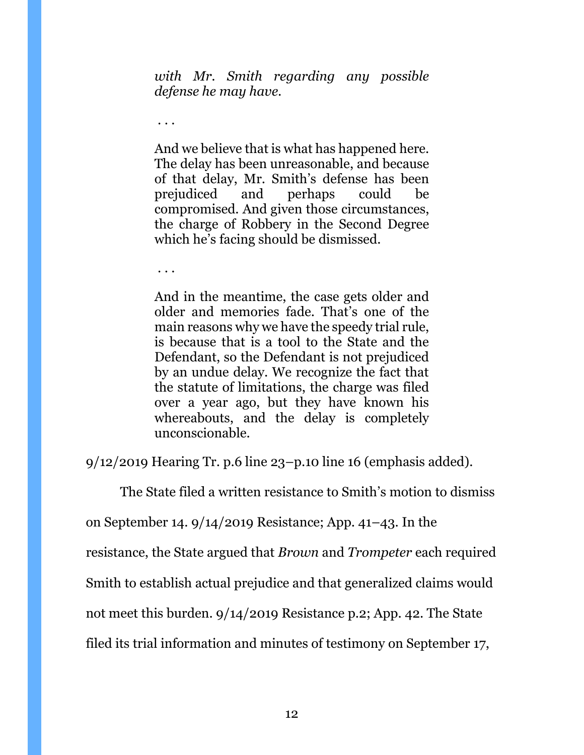> *with Mr. Smith regarding any possible defense he may have.*
>
> . . .
>
> And we believe that is what has happened here. The delay has been unreasonable, and because of that delay, Mr. Smith's defense has been prejudiced and perhaps could be compromised. And given those circumstances, the charge of Robbery in the Second Degree which he's facing should be dismissed.
>
> . . .
>
> And in the meantime, the case gets older and older and memories fade. That's one of the main reasons why we have the speedy trial rule, is because that is a tool to the State and the Defendant, so the Defendant is not prejudiced by an undue delay. We recognize the fact that the statute of limitations, the charge was filed over a year ago, but they have known his whereabouts, and the delay is completely unconscionable.

9/12/2019 Hearing Tr. p.6 line 23–p.10 line 16 (emphasis added).

The State filed a written resistance to Smith's motion to dismiss on September 14. 9/14/2019 Resistance; App. 41–43. In the resistance, the State argued that *Brown* and *Trompeter* each required Smith to establish actual prejudice and that generalized claims would not meet this burden. 9/14/2019 Resistance p.2; App. 42. The State filed its trial information and minutes of testimony on September 17,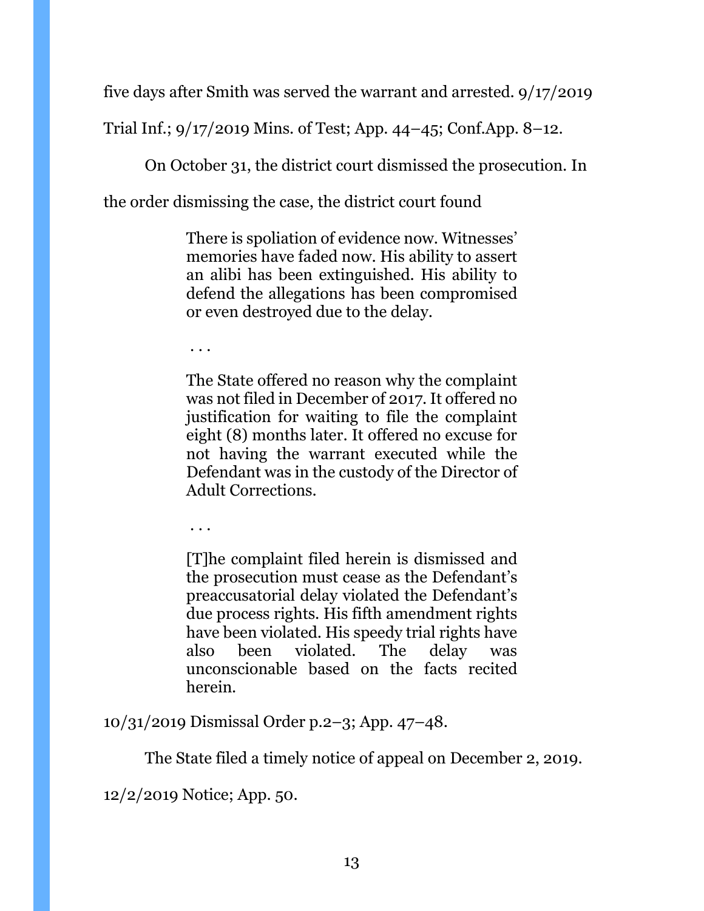five days after Smith was served the warrant and arrested. 9/17/2019 Trial Inf.; 9/17/2019 Mins. of Test; App. 44–45; Conf.App. 8–12.

On October 31, the district court dismissed the prosecution. In the order dismissing the case, the district court found

> There is spoliation of evidence now. Witnesses' memories have faded now. His ability to assert an alibi has been extinguished. His ability to defend the allegations has been compromised or even destroyed due to the delay.
>
> . . .
>
> The State offered no reason why the complaint was not filed in December of 2017. It offered no justification for waiting to file the complaint eight (8) months later. It offered no excuse for not having the warrant executed while the Defendant was in the custody of the Director of Adult Corrections.
>
> . . .
>
> [T]he complaint filed herein is dismissed and the prosecution must cease as the Defendant's preaccusatorial delay violated the Defendant's due process rights. His fifth amendment rights have been violated. His speedy trial rights have also been violated. The delay was unconscionable based on the facts recited herein.

10/31/2019 Dismissal Order p.2–3; App. 47–48.

The State filed a timely notice of appeal on December 2, 2019. 12/2/2019 Notice; App. 50.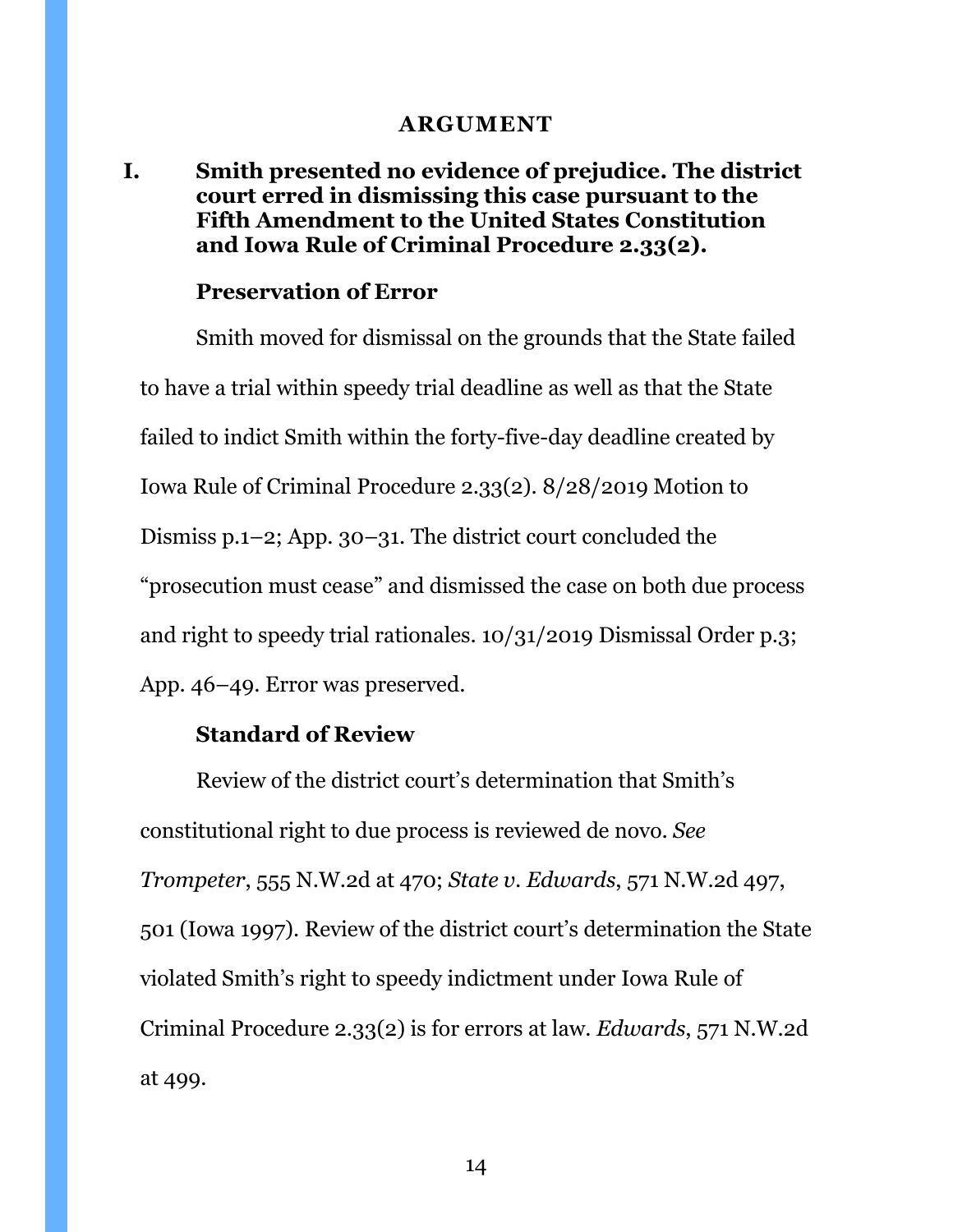## ARGUMENT

### I. Smith presented no evidence of prejudice. The district court erred in dismissing this case pursuant to the Fifth Amendment to the United States Constitution and Iowa Rule of Criminal Procedure 2.33(2).

#### Preservation of Error

Smith moved for dismissal on the grounds that the State failed to have a trial within speedy trial deadline as well as that the State failed to indict Smith within the forty-five-day deadline created by Iowa Rule of Criminal Procedure 2.33(2). 8/28/2019 Motion to Dismiss p.1–2; App. 30–31. The district court concluded the "prosecution must cease" and dismissed the case on both due process and right to speedy trial rationales. 10/31/2019 Dismissal Order p.3; App. 46–49. Error was preserved.

#### Standard of Review

Review of the district court's determination that Smith's constitutional right to due process is reviewed de novo. *See Trompeter*, 555 N.W.2d at 470; *State v. Edwards*, 571 N.W.2d 497, 501 (Iowa 1997). Review of the district court's determination the State violated Smith's right to speedy indictment under Iowa Rule of Criminal Procedure 2.33(2) is for errors at law. *Edwards*, 571 N.W.2d at 499.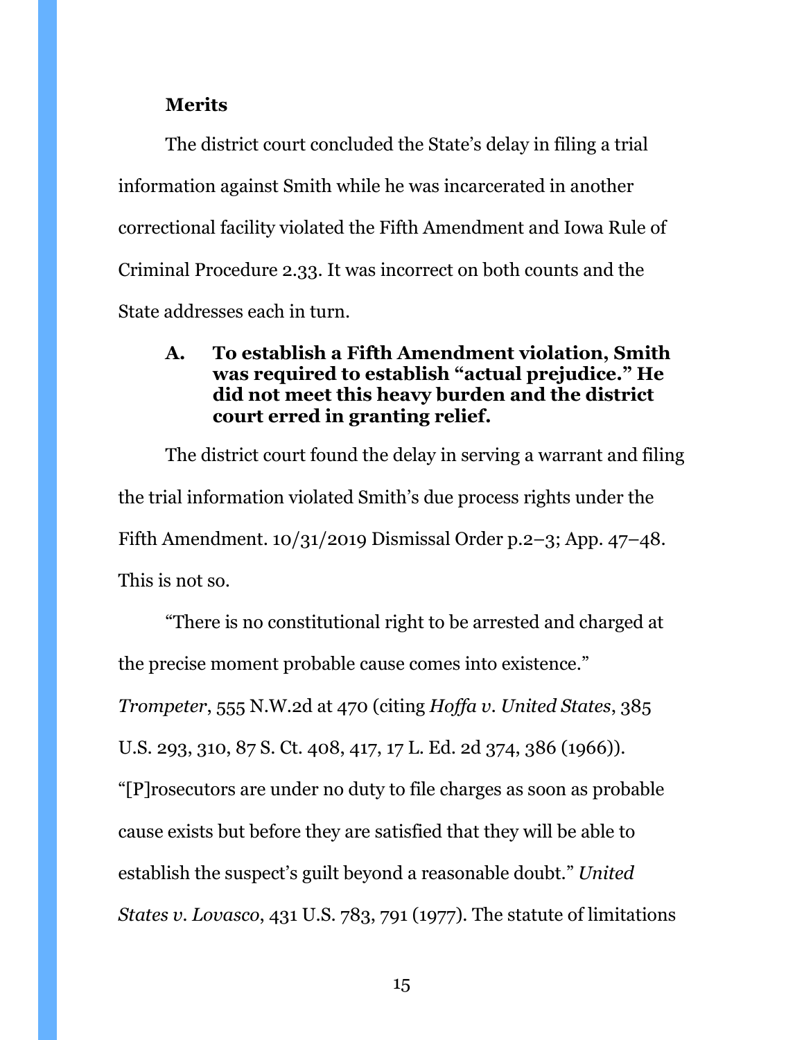**Merits**

The district court concluded the State's delay in filing a trial information against Smith while he was incarcerated in another correctional facility violated the Fifth Amendment and Iowa Rule of Criminal Procedure 2.33. It was incorrect on both counts and the State addresses each in turn.

### A. To establish a Fifth Amendment violation, Smith was required to establish "actual prejudice." He did not meet this heavy burden and the district court erred in granting relief.

The district court found the delay in serving a warrant and filing the trial information violated Smith's due process rights under the Fifth Amendment. 10/31/2019 Dismissal Order p.2–3; App. 47–48. This is not so.

"There is no constitutional right to be arrested and charged at the precise moment probable cause comes into existence." *Trompeter*, 555 N.W.2d at 470 (citing *Hoffa v. United States*, 385 U.S. 293, 310, 87 S. Ct. 408, 417, 17 L. Ed. 2d 374, 386 (1966)). "[P]rosecutors are under no duty to file charges as soon as probable cause exists but before they are satisfied that they will be able to establish the suspect's guilt beyond a reasonable doubt." *United States v. Lovasco*, 431 U.S. 783, 791 (1977). The statute of limitations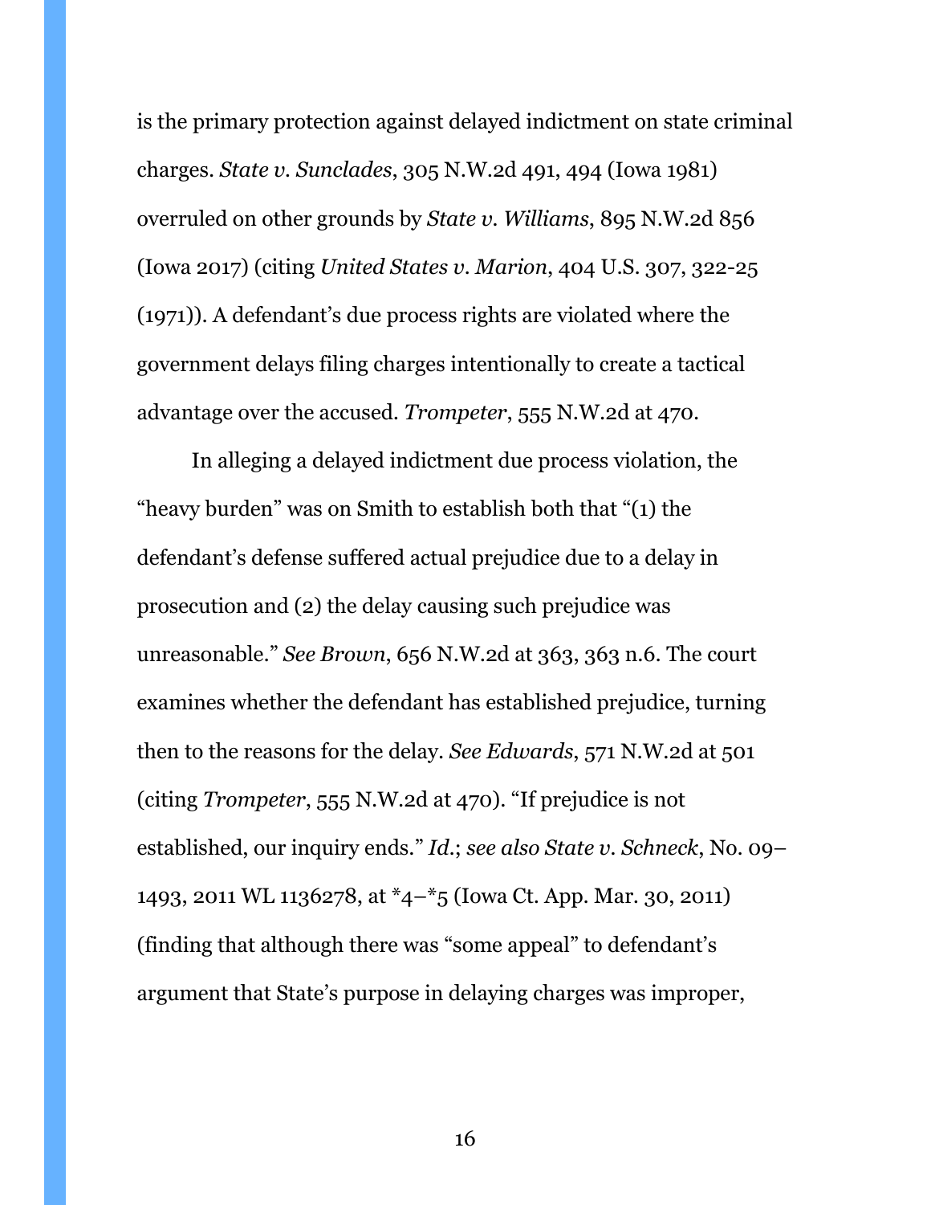is the primary protection against delayed indictment on state criminal charges. *State v. Sunclades*, 305 N.W.2d 491, 494 (Iowa 1981) overruled on other grounds by *State v. Williams*, 895 N.W.2d 856 (Iowa 2017) (citing *United States v. Marion*, 404 U.S. 307, 322-25 (1971)). A defendant's due process rights are violated where the government delays filing charges intentionally to create a tactical advantage over the accused. *Trompeter*, 555 N.W.2d at 470.

In alleging a delayed indictment due process violation, the "heavy burden" was on Smith to establish both that "(1) the defendant's defense suffered actual prejudice due to a delay in prosecution and (2) the delay causing such prejudice was unreasonable." *See Brown*, 656 N.W.2d at 363, 363 n.6. The court examines whether the defendant has established prejudice, turning then to the reasons for the delay. *See Edwards*, 571 N.W.2d at 501 (citing *Trompeter*, 555 N.W.2d at 470). "If prejudice is not established, our inquiry ends." *Id.*; *see also State v. Schneck*, No. 09–1493, 2011 WL 1136278, at *4–*5 (Iowa Ct. App. Mar. 30, 2011) (finding that although there was "some appeal" to defendant's argument that State's purpose in delaying charges was improper,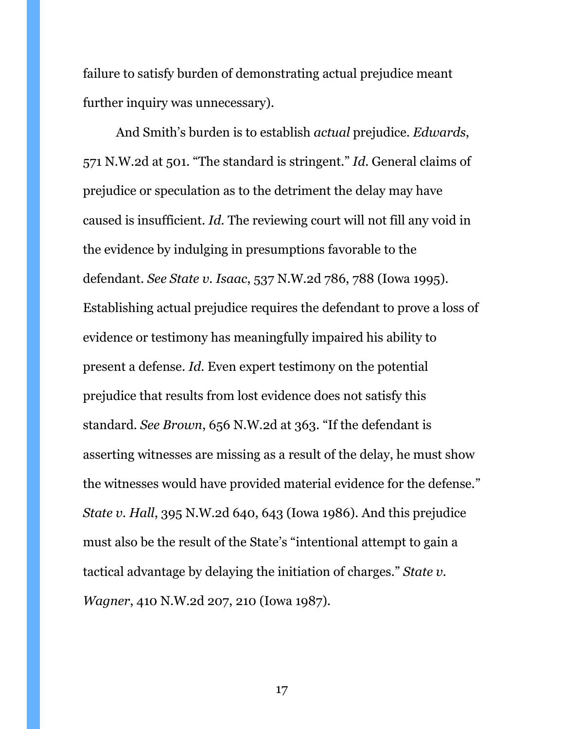failure to satisfy burden of demonstrating actual prejudice meant further inquiry was unnecessary).

And Smith's burden is to establish *actual* prejudice. *Edwards*, 571 N.W.2d at 501. "The standard is stringent." *Id.* General claims of prejudice or speculation as to the detriment the delay may have caused is insufficient. *Id.* The reviewing court will not fill any void in the evidence by indulging in presumptions favorable to the defendant. *See State v. Isaac*, 537 N.W.2d 786, 788 (Iowa 1995). Establishing actual prejudice requires the defendant to prove a loss of evidence or testimony has meaningfully impaired his ability to present a defense. *Id.* Even expert testimony on the potential prejudice that results from lost evidence does not satisfy this standard. *See Brown*, 656 N.W.2d at 363. "If the defendant is asserting witnesses are missing as a result of the delay, he must show the witnesses would have provided material evidence for the defense." *State v. Hall*, 395 N.W.2d 640, 643 (Iowa 1986). And this prejudice must also be the result of the State's "intentional attempt to gain a tactical advantage by delaying the initiation of charges." *State v. Wagner*, 410 N.W.2d 207, 210 (Iowa 1987).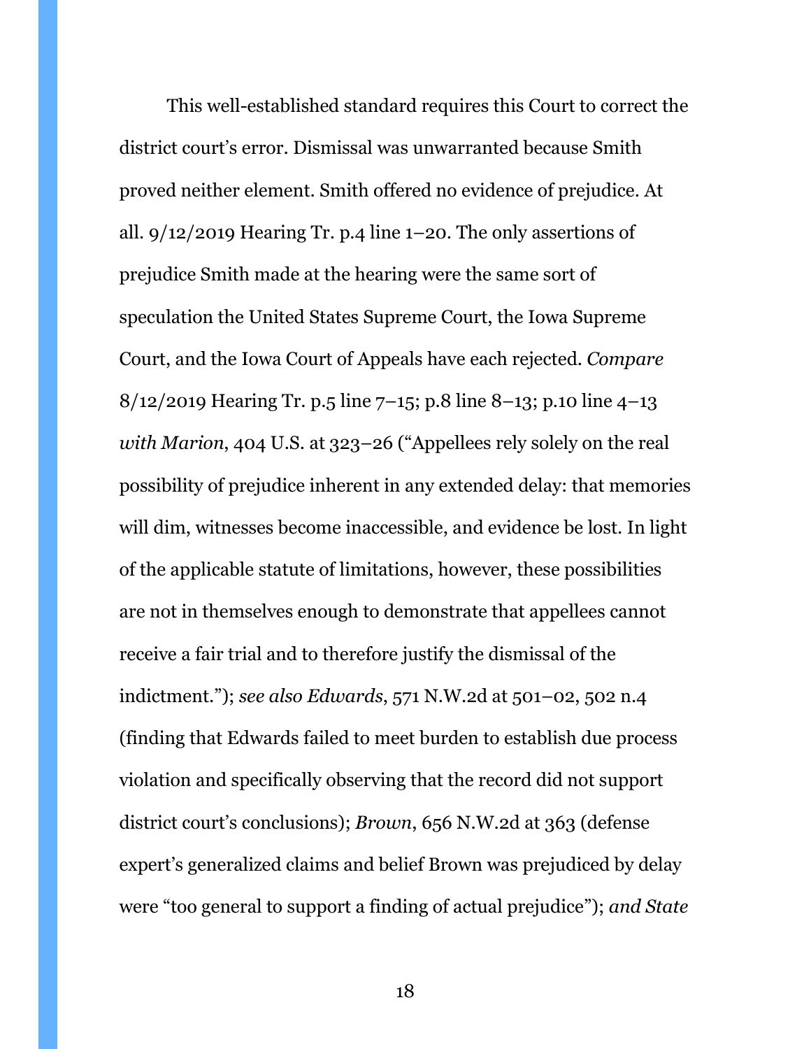This well-established standard requires this Court to correct the district court's error. Dismissal was unwarranted because Smith proved neither element. Smith offered no evidence of prejudice. At all. 9/12/2019 Hearing Tr. p.4 line 1–20. The only assertions of prejudice Smith made at the hearing were the same sort of speculation the United States Supreme Court, the Iowa Supreme Court, and the Iowa Court of Appeals have each rejected. *Compare* 8/12/2019 Hearing Tr. p.5 line 7–15; p.8 line 8–13; p.10 line 4–13 *with Marion*, 404 U.S. at 323–26 ("Appellees rely solely on the real possibility of prejudice inherent in any extended delay: that memories will dim, witnesses become inaccessible, and evidence be lost. In light of the applicable statute of limitations, however, these possibilities are not in themselves enough to demonstrate that appellees cannot receive a fair trial and to therefore justify the dismissal of the indictment."); *see also Edwards*, 571 N.W.2d at 501–02, 502 n.4 (finding that Edwards failed to meet burden to establish due process violation and specifically observing that the record did not support district court's conclusions); *Brown*, 656 N.W.2d at 363 (defense expert's generalized claims and belief Brown was prejudiced by delay were "too general to support a finding of actual prejudice"); *and State*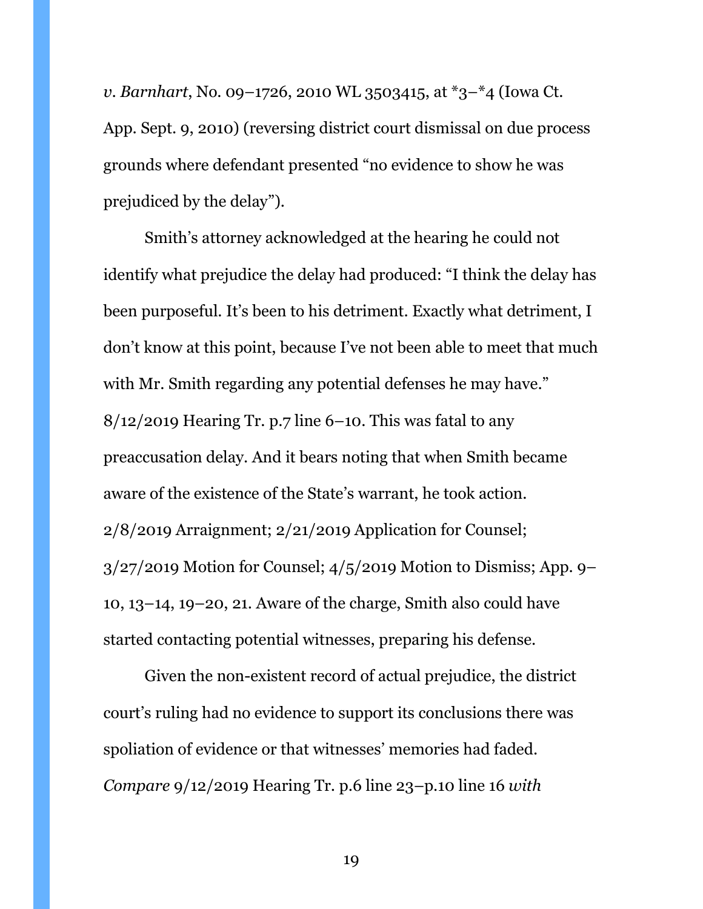*v. Barnhart*, No. 09–1726, 2010 WL 3503415, at *3–*4 (Iowa Ct. App. Sept. 9, 2010) (reversing district court dismissal on due process grounds where defendant presented "no evidence to show he was prejudiced by the delay").

Smith's attorney acknowledged at the hearing he could not identify what prejudice the delay had produced: "I think the delay has been purposeful. It's been to his detriment. Exactly what detriment, I don't know at this point, because I've not been able to meet that much with Mr. Smith regarding any potential defenses he may have." 8/12/2019 Hearing Tr. p.7 line 6–10. This was fatal to any preaccusation delay. And it bears noting that when Smith became aware of the existence of the State's warrant, he took action. 2/8/2019 Arraignment; 2/21/2019 Application for Counsel; 3/27/2019 Motion for Counsel; 4/5/2019 Motion to Dismiss; App. 9–10, 13–14, 19–20, 21. Aware of the charge, Smith also could have started contacting potential witnesses, preparing his defense.

Given the non-existent record of actual prejudice, the district court's ruling had no evidence to support its conclusions there was spoliation of evidence or that witnesses' memories had faded. *Compare* 9/12/2019 Hearing Tr. p.6 line 23–p.10 line 16 *with*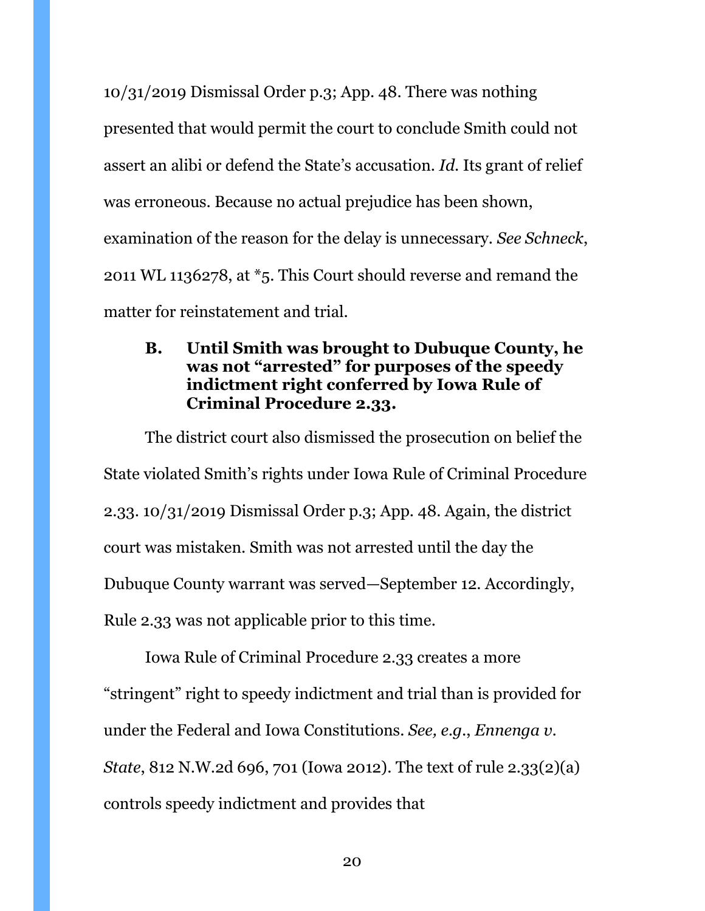10/31/2019 Dismissal Order p.3; App. 48. There was nothing presented that would permit the court to conclude Smith could not assert an alibi or defend the State's accusation. *Id.* Its grant of relief was erroneous. Because no actual prejudice has been shown, examination of the reason for the delay is unnecessary. *See Schneck*, 2011 WL 1136278, at *5. This Court should reverse and remand the matter for reinstatement and trial.

### B. Until Smith was brought to Dubuque County, he was not "arrested" for purposes of the speedy indictment right conferred by Iowa Rule of Criminal Procedure 2.33.

The district court also dismissed the prosecution on belief the State violated Smith's rights under Iowa Rule of Criminal Procedure 2.33. 10/31/2019 Dismissal Order p.3; App. 48. Again, the district court was mistaken. Smith was not arrested until the day the Dubuque County warrant was served—September 12. Accordingly, Rule 2.33 was not applicable prior to this time.

Iowa Rule of Criminal Procedure 2.33 creates a more "stringent" right to speedy indictment and trial than is provided for under the Federal and Iowa Constitutions. *See, e.g.*, *Ennenga v. State*, 812 N.W.2d 696, 701 (Iowa 2012). The text of rule 2.33(2)(a) controls speedy indictment and provides that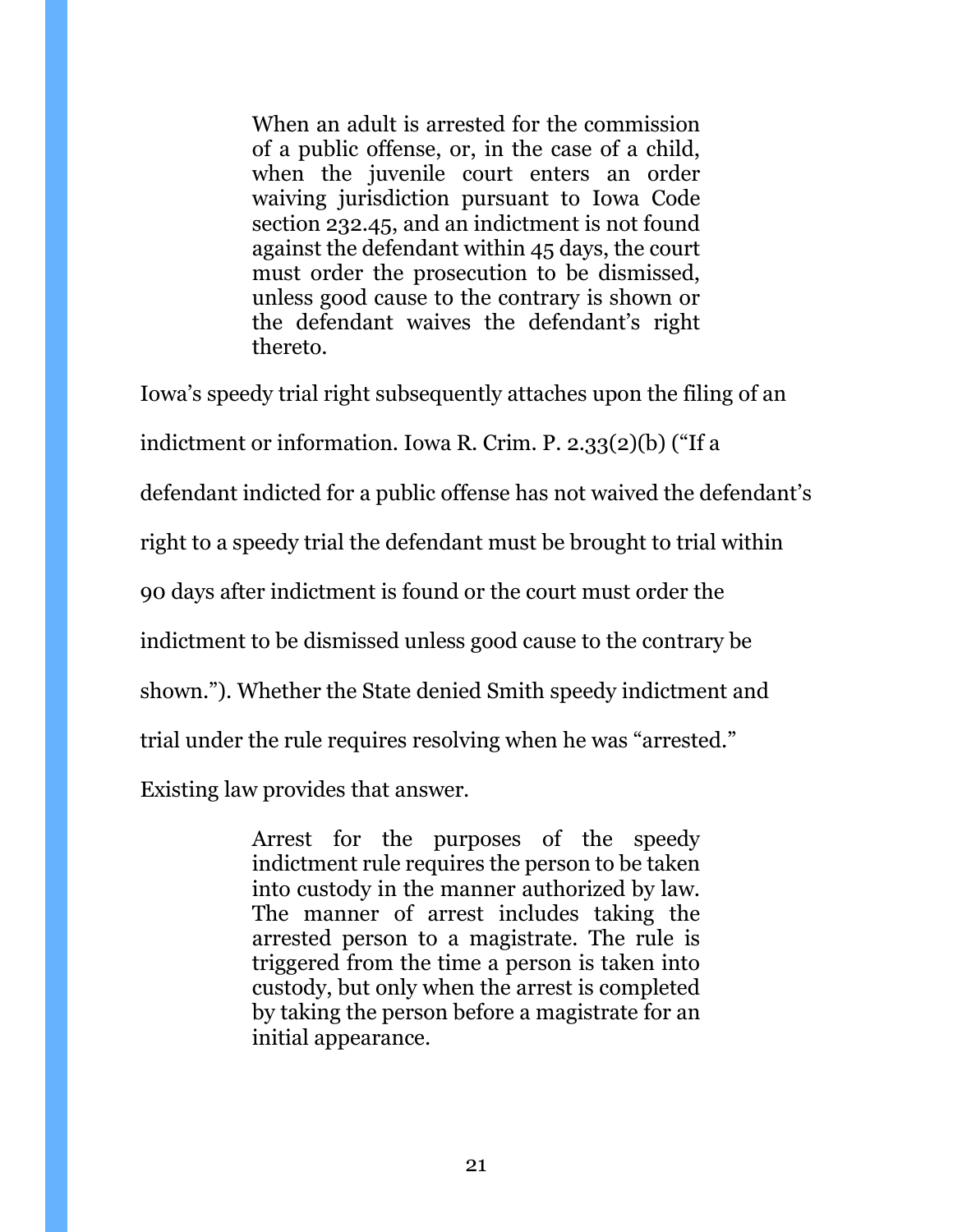> When an adult is arrested for the commission of a public offense, or, in the case of a child, when the juvenile court enters an order waiving jurisdiction pursuant to Iowa Code section 232.45, and an indictment is not found against the defendant within 45 days, the court must order the prosecution to be dismissed, unless good cause to the contrary is shown or the defendant waives the defendant's right thereto.

Iowa's speedy trial right subsequently attaches upon the filing of an indictment or information. Iowa R. Crim. P. 2.33(2)(b) ("If a defendant indicted for a public offense has not waived the defendant's right to a speedy trial the defendant must be brought to trial within 90 days after indictment is found or the court must order the indictment to be dismissed unless good cause to the contrary be shown."). Whether the State denied Smith speedy indictment and trial under the rule requires resolving when he was "arrested." Existing law provides that answer.

> Arrest for the purposes of the speedy indictment rule requires the person to be taken into custody in the manner authorized by law. The manner of arrest includes taking the arrested person to a magistrate. The rule is triggered from the time a person is taken into custody, but only when the arrest is completed by taking the person before a magistrate for an initial appearance.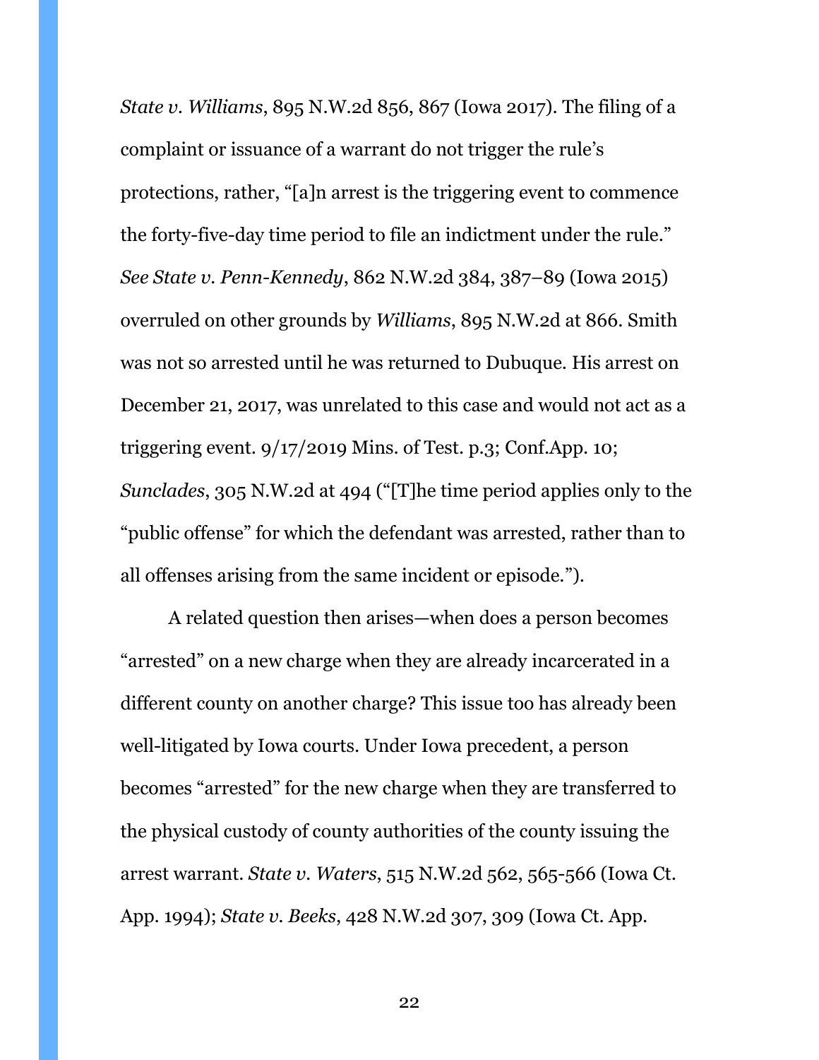*State v. Williams*, 895 N.W.2d 856, 867 (Iowa 2017). The filing of a complaint or issuance of a warrant do not trigger the rule's protections, rather, "[a]n arrest is the triggering event to commence the forty-five-day time period to file an indictment under the rule." *See State v. Penn-Kennedy*, 862 N.W.2d 384, 387–89 (Iowa 2015) overruled on other grounds by *Williams*, 895 N.W.2d at 866. Smith was not so arrested until he was returned to Dubuque. His arrest on December 21, 2017, was unrelated to this case and would not act as a triggering event. 9/17/2019 Mins. of Test. p.3; Conf.App. 10; *Sunclades*, 305 N.W.2d at 494 ("[T]he time period applies only to the "public offense" for which the defendant was arrested, rather than to all offenses arising from the same incident or episode.").

A related question then arises—when does a person becomes "arrested" on a new charge when they are already incarcerated in a different county on another charge? This issue too has already been well-litigated by Iowa courts. Under Iowa precedent, a person becomes "arrested" for the new charge when they are transferred to the physical custody of county authorities of the county issuing the arrest warrant. *State v. Waters*, 515 N.W.2d 562, 565-566 (Iowa Ct. App. 1994); *State v. Beeks*, 428 N.W.2d 307, 309 (Iowa Ct. App.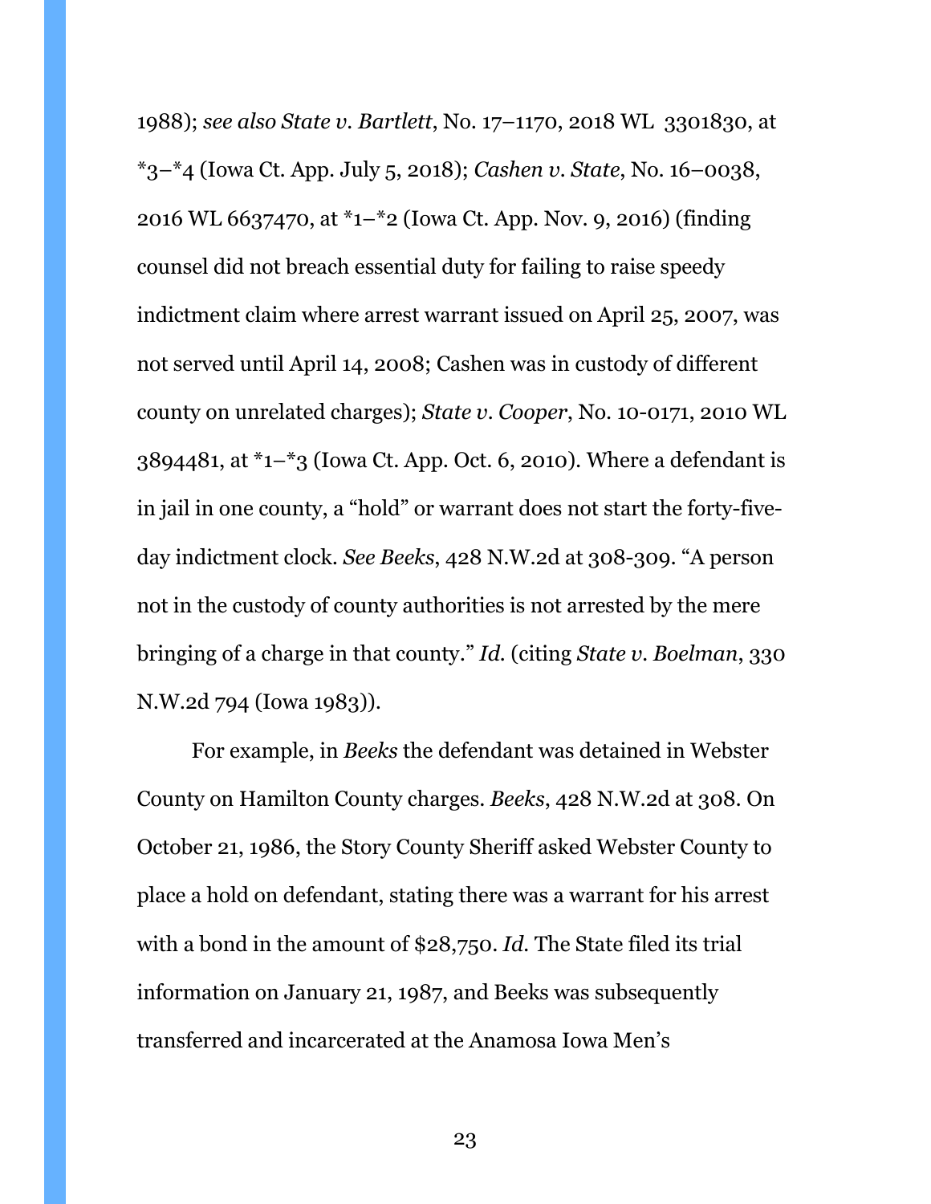1988); *see also State v. Bartlett*, No. 17–1170, 2018 WL 3301830, at *3–*4 (Iowa Ct. App. July 5, 2018); *Cashen v. State*, No. 16–0038, 2016 WL 6637470, at *1–*2 (Iowa Ct. App. Nov. 9, 2016) (finding counsel did not breach essential duty for failing to raise speedy indictment claim where arrest warrant issued on April 25, 2007, was not served until April 14, 2008; Cashen was in custody of different county on unrelated charges); *State v. Cooper*, No. 10-0171, 2010 WL 3894481, at *1–*3 (Iowa Ct. App. Oct. 6, 2010). Where a defendant is in jail in one county, a "hold" or warrant does not start the forty-five-day indictment clock. *See Beeks*, 428 N.W.2d at 308-309. "A person not in the custody of county authorities is not arrested by the mere bringing of a charge in that county." *Id.* (citing *State v. Boelman*, 330 N.W.2d 794 (Iowa 1983)).

For example, in *Beeks* the defendant was detained in Webster County on Hamilton County charges. *Beeks*, 428 N.W.2d at 308. On October 21, 1986, the Story County Sheriff asked Webster County to place a hold on defendant, stating there was a warrant for his arrest with a bond in the amount of $28,750. *Id.* The State filed its trial information on January 21, 1987, and Beeks was subsequently transferred and incarcerated at the Anamosa Iowa Men's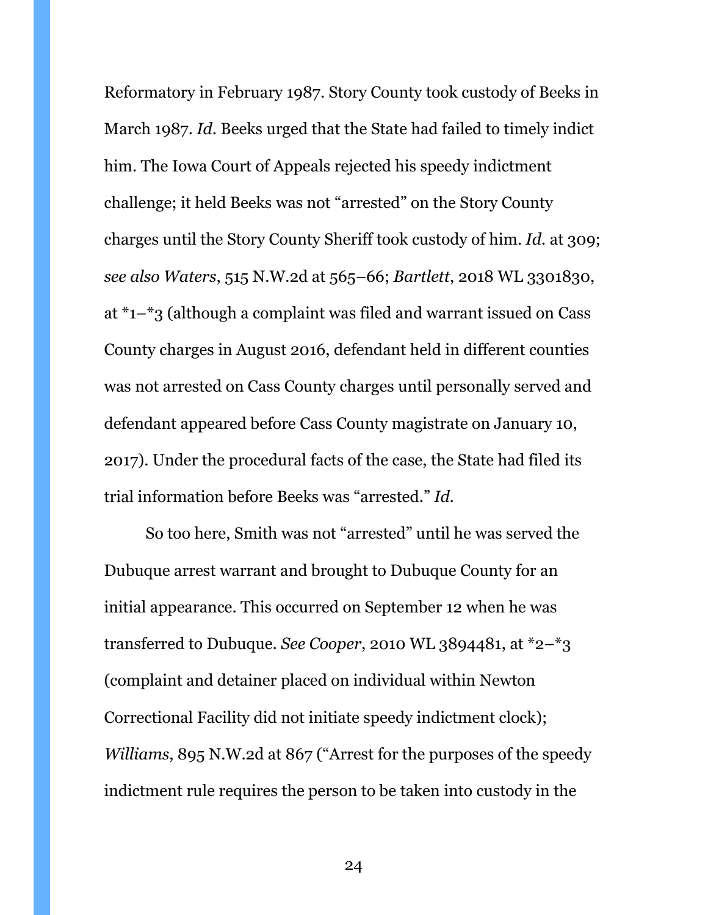Reformatory in February 1987. Story County took custody of Beeks in March 1987. *Id.* Beeks urged that the State had failed to timely indict him. The Iowa Court of Appeals rejected his speedy indictment challenge; it held Beeks was not "arrested" on the Story County charges until the Story County Sheriff took custody of him. *Id.* at 309; *see also Waters*, 515 N.W.2d at 565–66; *Bartlett*, 2018 WL 3301830, at *1–*3 (although a complaint was filed and warrant issued on Cass County charges in August 2016, defendant held in different counties was not arrested on Cass County charges until personally served and defendant appeared before Cass County magistrate on January 10, 2017). Under the procedural facts of the case, the State had filed its trial information before Beeks was "arrested." *Id.*

So too here, Smith was not "arrested" until he was served the Dubuque arrest warrant and brought to Dubuque County for an initial appearance. This occurred on September 12 when he was transferred to Dubuque. *See Cooper*, 2010 WL 3894481, at *2–*3 (complaint and detainer placed on individual within Newton Correctional Facility did not initiate speedy indictment clock); *Williams*, 895 N.W.2d at 867 ("Arrest for the purposes of the speedy indictment rule requires the person to be taken into custody in the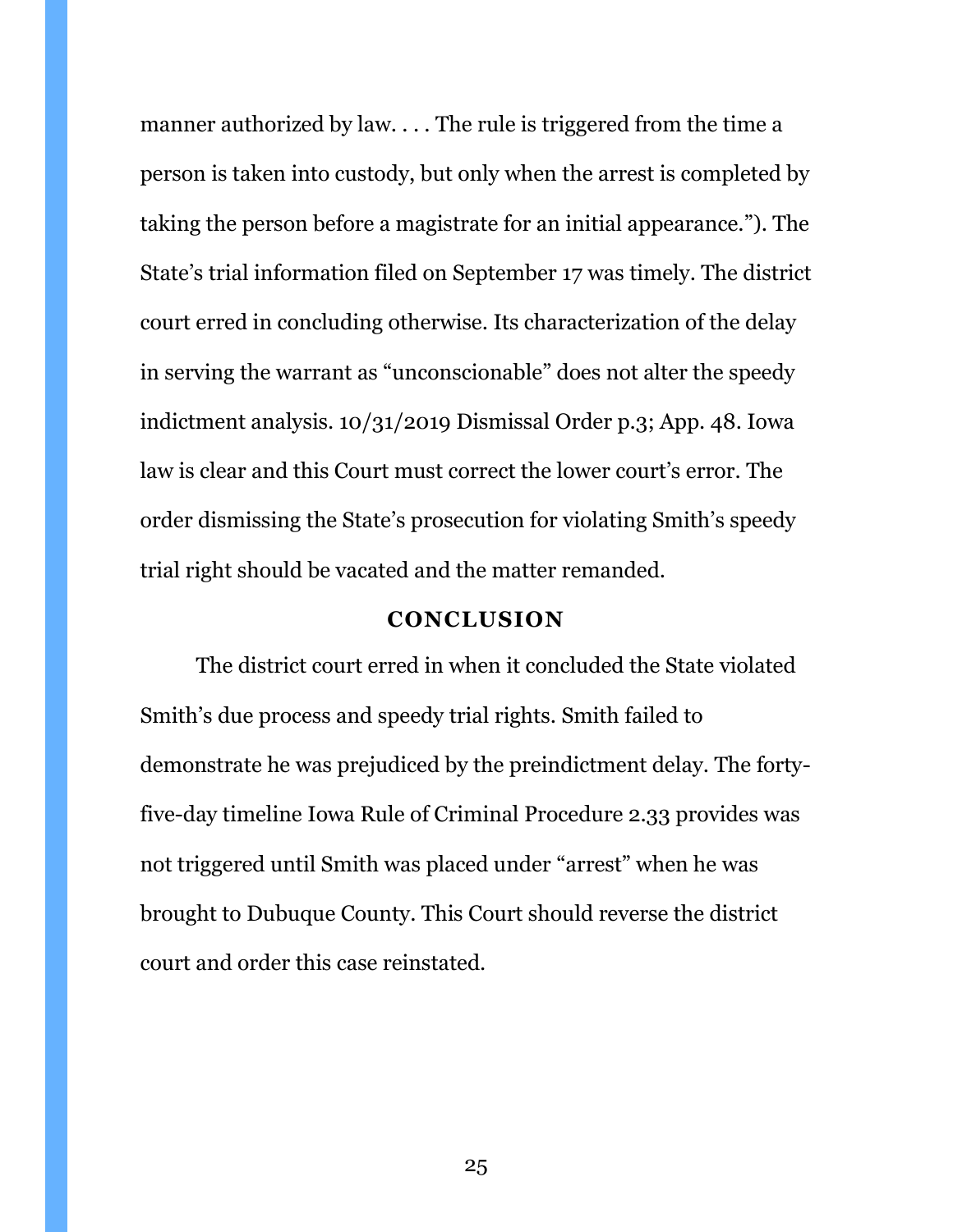manner authorized by law. . . . The rule is triggered from the time a person is taken into custody, but only when the arrest is completed by taking the person before a magistrate for an initial appearance."). The State's trial information filed on September 17 was timely. The district court erred in concluding otherwise. Its characterization of the delay in serving the warrant as "unconscionable" does not alter the speedy indictment analysis. 10/31/2019 Dismissal Order p.3; App. 48. Iowa law is clear and this Court must correct the lower court's error. The order dismissing the State's prosecution for violating Smith's speedy trial right should be vacated and the matter remanded.

## CONCLUSION

The district court erred in when it concluded the State violated Smith's due process and speedy trial rights. Smith failed to demonstrate he was prejudiced by the preindictment delay. The forty-five-day timeline Iowa Rule of Criminal Procedure 2.33 provides was not triggered until Smith was placed under "arrest" when he was brought to Dubuque County. This Court should reverse the district court and order this case reinstated.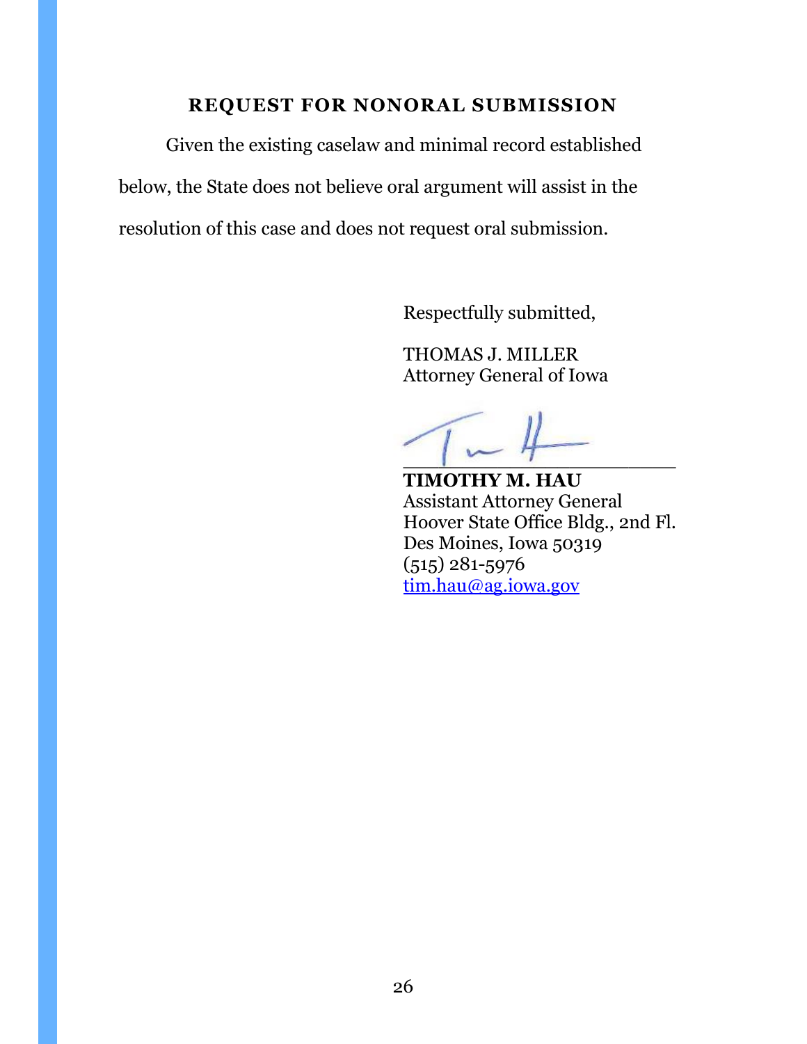## REQUEST FOR NONORAL SUBMISSION

Given the existing caselaw and minimal record established below, the State does not believe oral argument will assist in the resolution of this case and does not request oral submission.

Respectfully submitted,

THOMAS J. MILLER
Attorney General of Iowa

\_\_\_\_\_\_\_\_\_\_\_\_\_\_\_\_\_\_\_\_\_\_\_\_\_\_\_\_

**TIMOTHY M. HAU**
Assistant Attorney General
Hoover State Office Bldg., 2nd Fl.
Des Moines, Iowa 50319
(515) 281-5976
tim.hau@ag.iowa.gov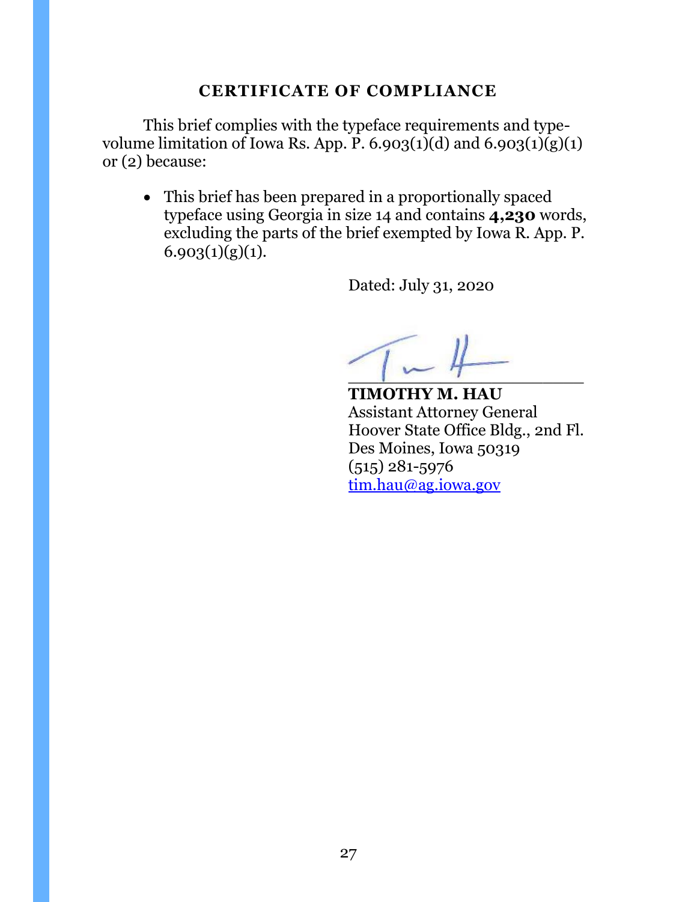## CERTIFICATE OF COMPLIANCE

This brief complies with the typeface requirements and type-volume limitation of Iowa Rs. App. P. 6.903(1)(d) and 6.903(1)(g)(1) or (2) because:

- This brief has been prepared in a proportionally spaced typeface using Georgia in size 14 and contains **4,230** words, excluding the parts of the brief exempted by Iowa R. App. P. 6.903(1)(g)(1).

Dated: July 31, 2020

\_\_\_\_\_\_\_\_\_\_\_\_\_\_\_\_\_\_\_\_\_\_\_\_\_\_\_

**TIMOTHY M. HAU**
Assistant Attorney General
Hoover State Office Bldg., 2nd Fl.
Des Moines, Iowa 50319
(515) 281-5976
tim.hau@ag.iowa.gov